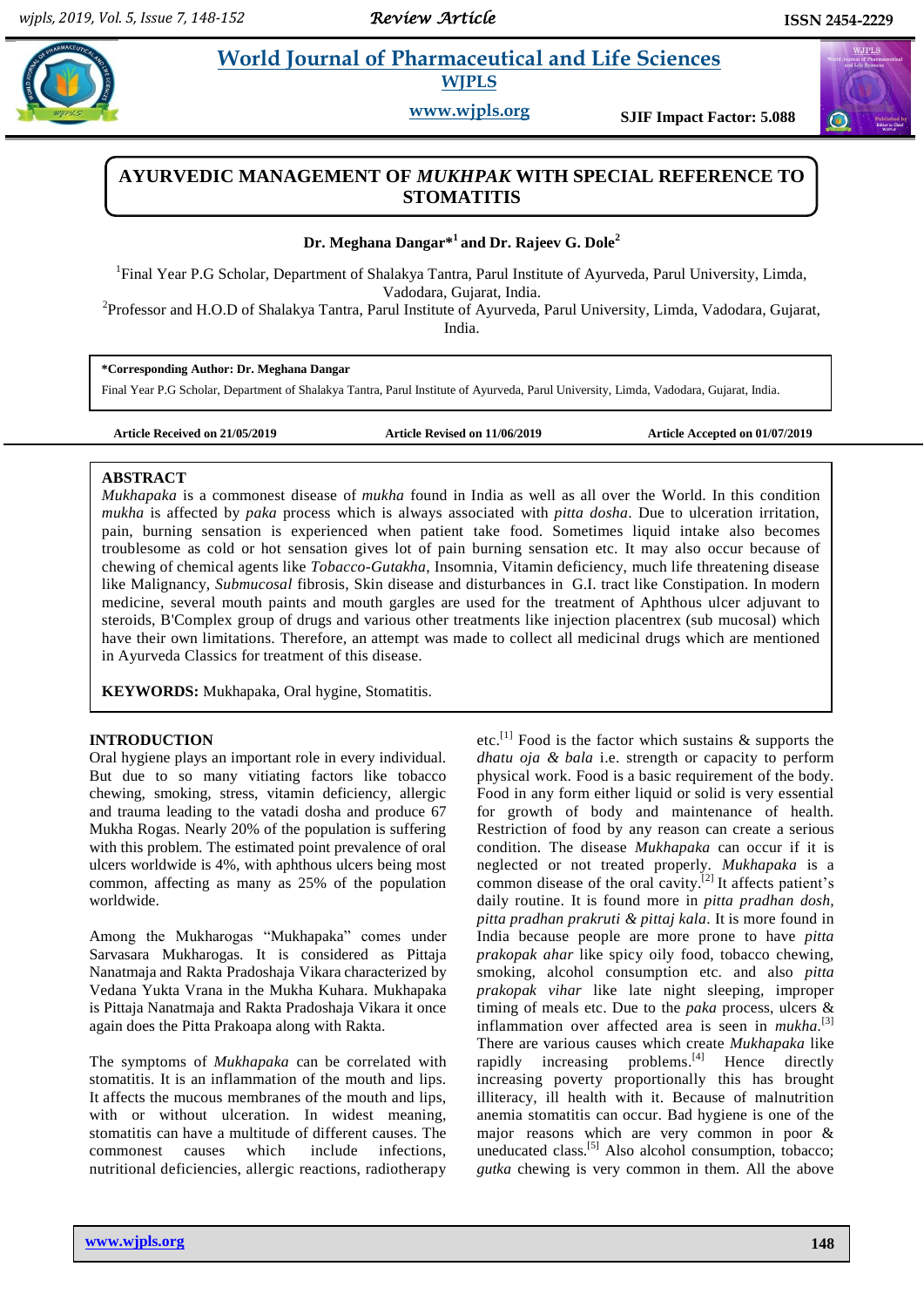# AYURVEDIC MANAGEMENT OF *MUKHPAK* WITH SPECIAL REFERENCE TO STOMATITIS

**Dr. Meghana Dangar*[1] and Dr. Rajeev G. Dole[2]**

[1]Final Year P.G Scholar, Department of Shalakya Tantra, Parul Institute of Ayurveda, Parul University, Limda, Vadodara, Gujarat, India.

[2]Professor and H.O.D of Shalakya Tantra, Parul Institute of Ayurveda, Parul University, Limda, Vadodara, Gujarat, India.

**\*Corresponding Author: Dr. Meghana Dangar**
Final Year P.G Scholar, Department of Shalakya Tantra, Parul Institute of Ayurveda, Parul University, Limda, Vadodara, Gujarat, India.

**Article Received on 21/05/2019** **Article Revised on 11/06/2019** **Article Accepted on 01/07/2019**

## ABSTRACT

*Mukhapaka* is a commonest disease of *mukha* found in India as well as all over the World. In this condition *mukha* is affected by *paka* process which is always associated with *pitta dosha*. Due to ulceration irritation, pain, burning sensation is experienced when patient take food. Sometimes liquid intake also becomes troublesome as cold or hot sensation gives lot of pain burning sensation etc. It may also occur because of chewing of chemical agents like *Tobacco-Gutakha*, Insomnia, Vitamin deficiency, much life threatening disease like Malignancy, *Submucosal* fibrosis, Skin disease and disturbances in G.I. tract like Constipation. In modern medicine, several mouth paints and mouth gargles are used for the treatment of Aphthous ulcer adjuvant to steroids, B'Complex group of drugs and various other treatments like injection placentrex (sub mucosal) which have their own limitations. Therefore, an attempt was made to collect all medicinal drugs which are mentioned in Ayurveda Classics for treatment of this disease.

**KEYWORDS:** Mukhapaka, Oral hygine, Stomatitis.

## INTRODUCTION

Oral hygiene plays an important role in every individual. But due to so many vitiating factors like tobacco chewing, smoking, stress, vitamin deficiency, allergic and trauma leading to the vatadi dosha and produce 67 Mukha Rogas. Nearly 20% of the population is suffering with this problem. The estimated point prevalence of oral ulcers worldwide is 4%, with aphthous ulcers being most common, affecting as many as 25% of the population worldwide.

Among the Mukharogas "Mukhapaka" comes under Sarvasara Mukharogas. It is considered as Pittaja Nanatmaja and Rakta Pradoshaja Vikara characterized by Vedana Yukta Vrana in the Mukha Kuhara. Mukhapaka is Pittaja Nanatmaja and Rakta Pradoshaja Vikara it once again does the Pitta Prakoapa along with Rakta.

The symptoms of *Mukhapaka* can be correlated with stomatitis. It is an inflammation of the mouth and lips. It affects the mucous membranes of the mouth and lips, with or without ulceration. In widest meaning, stomatitis can have a multitude of different causes. The commonest causes which include infections, nutritional deficiencies, allergic reactions, radiotherapy etc.[1] Food is the factor which sustains & supports the *dhatu oja & bala* i.e. strength or capacity to perform physical work. Food is a basic requirement of the body. Food in any form either liquid or solid is very essential for growth of body and maintenance of health. Restriction of food by any reason can create a serious condition. The disease *Mukhapaka* can occur if it is neglected or not treated properly. *Mukhapaka* is a common disease of the oral cavity.[2] It affects patient's daily routine. It is found more in *pitta pradhan dosh, pitta pradhan prakruti & pittaj kala*. It is more found in India because people are more prone to have *pitta prakopak ahar* like spicy oily food, tobacco chewing, smoking, alcohol consumption etc. and also *pitta prakopak vihar* like late night sleeping, improper timing of meals etc. Due to the *paka* process, ulcers & inflammation over affected area is seen in *mukha*.[3] There are various causes which create *Mukhapaka* like rapidly increasing problems.[4] Hence directly increasing poverty proportionally this has brought illiteracy, ill health with it. Because of malnutrition anemia stomatitis can occur. Bad hygiene is one of the major reasons which are very common in poor & uneducated class.[5] Also alcohol consumption, tobacco; *gutka* chewing is very common in them. All the above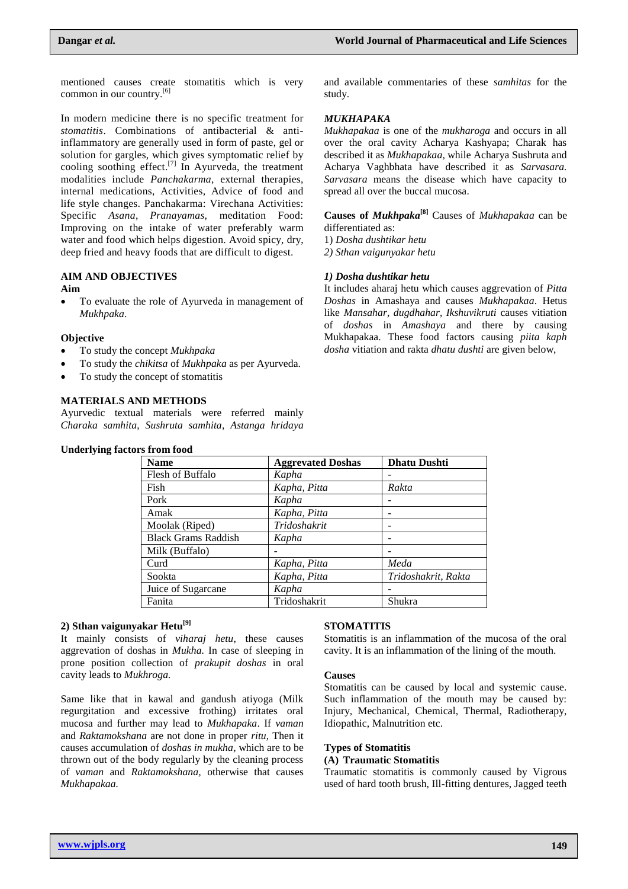mentioned causes create stomatitis which is very common in our country.[6]

In modern medicine there is no specific treatment for *stomatitis*. Combinations of antibacterial & anti-inflammatory are generally used in form of paste, gel or solution for gargles, which gives symptomatic relief by cooling soothing effect.[7] In Ayurveda, the treatment modalities include *Panchakarma,* external therapies, internal medications, Activities, Advice of food and life style changes. Panchakarma: Virechana Activities: Specific *Asana*, *Pranayamas*, meditation Food: Improving on the intake of water preferably warm water and food which helps digestion. Avoid spicy, dry, deep fried and heavy foods that are difficult to digest.

## AIM AND OBJECTIVES

**Aim**

- To evaluate the role of Ayurveda in management of *Mukhpaka*.

**Objective**

- To study the concept *Mukhpaka*
- To study the *chikitsa* of *Mukhpaka* as per Ayurveda.
- To study the concept of stomatitis

## MATERIALS AND METHODS

Ayurvedic textual materials were referred mainly *Charaka samhita*, *Sushruta samhita*, *Astanga hridaya* and available commentaries of these *samhitas* for the study.

### *MUKHAPAKA*

*Mukhapakaa* is one of the *mukharoga* and occurs in all over the oral cavity Acharya Kashyapa; Charak has described it as *Mukhapakaa,* while Acharya Sushruta and Acharya Vaghbhata have described it as *Sarvasara. Sarvasara* means the disease which have capacity to spread all over the buccal mucosa.

**Causes of *Mukhpaka*[8]** Causes of *Mukhapakaa* can be differentiated as:

1) *Dosha dushtikar hetu*

2) *Sthan vaigunyakar hetu*

***1) Dosha dushtikar hetu***

It includes aharaj hetu which causes aggrevation of *Pitta Doshas* in Amashaya and causes *Mukhapakaa*. Hetus like *Mansahar, dugdhahar, Ikshuvikruti* causes vitiation of *doshas* in *Amashaya* and there by causing Mukhapakaa. These food factors causing *piita kaph dosha* vitiation and rakta *dhatu dushti* are given below,

**Underlying factors from food**

| Name | Aggrevated Doshas | Dhatu Dushti |
|---|---|---|
| Flesh of Buffalo | *Kapha* | - |
| Fish | *Kapha, Pitta* | *Rakta* |
| Pork | *Kapha* | - |
| Amak | *Kapha, Pitta* | - |
| Moolak (Riped) | *Tridoshakrit* | - |
| Black Grams Raddish | *Kapha* | - |
| Milk (Buffalo) | - | - |
| Curd | *Kapha, Pitta* | *Meda* |
| Sookta | *Kapha, Pitta* | *Tridoshakrit, Rakta* |
| Juice of Sugarcane | *Kapha* | - |
| Fanita | Tridoshakrit | Shukra |

**2) Sthan vaigunyakar Hetu[9]**

It mainly consists of *viharaj hetu*, these causes aggrevation of doshas in *Mukha.* In case of sleeping in prone position collection of *prakupit doshas* in oral cavity leads to *Mukhroga.*

Same like that in kawal and gandush atiyoga (Milk regurgitation and excessive frothing) irritates oral mucosa and further may lead to *Mukhapaka*. If *vaman* and *Raktamokshana* are not done in proper *ritu*, Then it causes accumulation of *doshas in mukha*, which are to be thrown out of the body regularly by the cleaning process of *vaman* and *Raktamokshana,* otherwise that causes *Mukhapakaa.*

### STOMATITIS

Stomatitis is an inflammation of the mucosa of the oral cavity. It is an inflammation of the lining of the mouth.

**Causes**

Stomatitis can be caused by local and systemic cause. Such inflammation of the mouth may be caused by: Injury, Mechanical, Chemical, Thermal, Radiotherapy, Idiopathic, Malnutrition etc.

**Types of Stomatitis**

**(A) Traumatic Stomatitis**

Traumatic stomatitis is commonly caused by Vigrous used of hard tooth brush, Ill-fitting dentures, Jagged teeth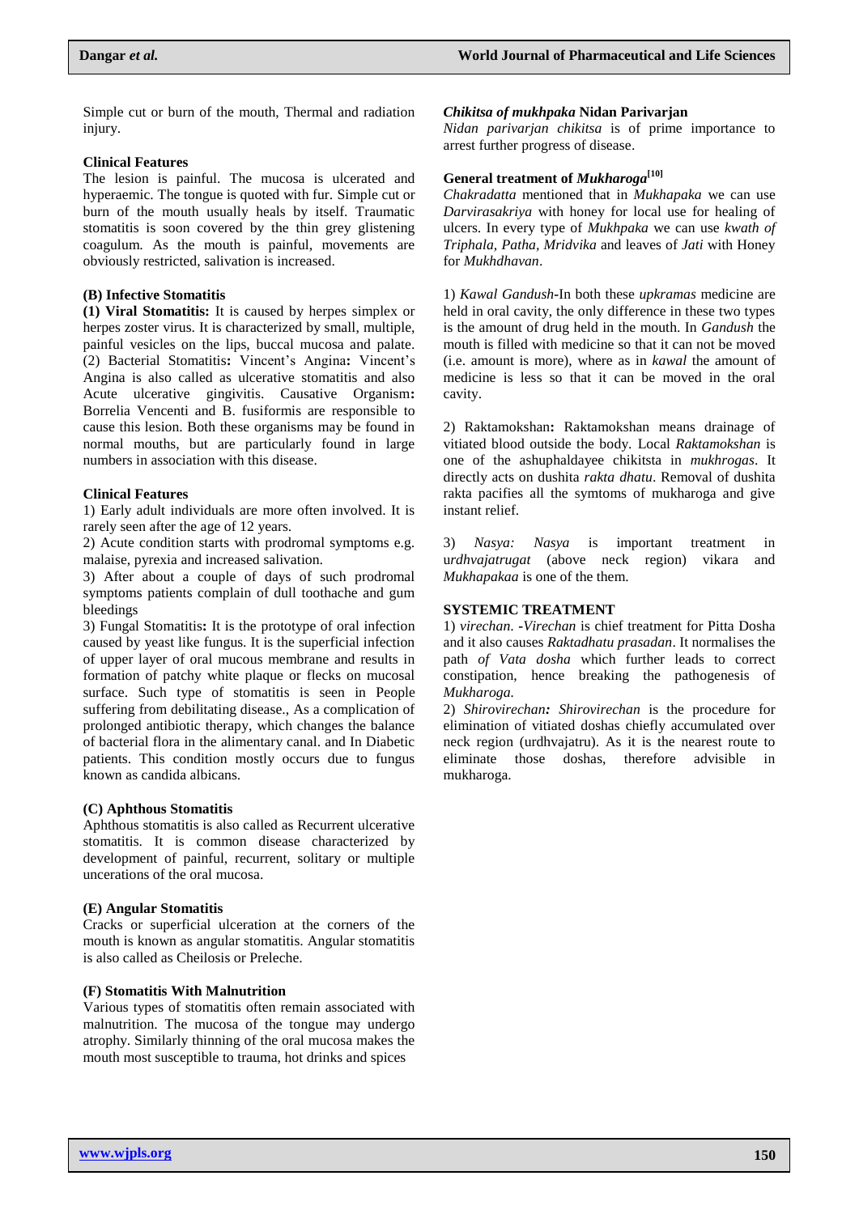Simple cut or burn of the mouth, Thermal and radiation injury.

**Clinical Features**

The lesion is painful. The mucosa is ulcerated and hyperaemic. The tongue is quoted with fur. Simple cut or burn of the mouth usually heals by itself. Traumatic stomatitis is soon covered by the thin grey glistening coagulum. As the mouth is painful, movements are obviously restricted, salivation is increased.

**(B) Infective Stomatitis**

**(1) Viral Stomatitis:** It is caused by herpes simplex or herpes zoster virus. It is characterized by small, multiple, painful vesicles on the lips, buccal mucosa and palate.
(2) Bacterial Stomatitis**:** Vincent's Angina**:** Vincent's Angina is also called as ulcerative stomatitis and also Acute ulcerative gingivitis. Causative Organism**:** Borrelia Vencenti and B. fusiformis are responsible to cause this lesion. Both these organisms may be found in normal mouths, but are particularly found in large numbers in association with this disease.

**Clinical Features**

1) Early adult individuals are more often involved. It is rarely seen after the age of 12 years.
2) Acute condition starts with prodromal symptoms e.g. malaise, pyrexia and increased salivation.
3) After about a couple of days of such prodromal symptoms patients complain of dull toothache and gum bleedings
3) Fungal Stomatitis**:** It is the prototype of oral infection caused by yeast like fungus. It is the superficial infection of upper layer of oral mucous membrane and results in formation of patchy white plaque or flecks on mucosal surface. Such type of stomatitis is seen in People suffering from debilitating disease., As a complication of prolonged antibiotic therapy, which changes the balance of bacterial flora in the alimentary canal. and In Diabetic patients. This condition mostly occurs due to fungus known as candida albicans.

**(C) Aphthous Stomatitis**

Aphthous stomatitis is also called as Recurrent ulcerative stomatitis. It is common disease characterized by development of painful, recurrent, solitary or multiple ucerations of the oral mucosa.

**(E) Angular Stomatitis**

Cracks or superficial ulceration at the corners of the mouth is known as angular stomatitis. Angular stomatitis is also called as Cheilosis or Preleche.

**(F) Stomatitis With Malnutrition**

Various types of stomatitis often remain associated with malnutrition. The mucosa of the tongue may undergo atrophy. Similarly thinning of the oral mucosa makes the mouth most susceptible to trauma, hot drinks and spices

***Chikitsa of mukhpaka* Nidan Parivarjan**

*Nidan parivarjan chikitsa* is of prime importance to arrest further progress of disease.

**General treatment of *Mukharoga*[10]**

*Chakradatta* mentioned that in *Mukhapaka* we can use *Darvirasakriya* with honey for local use for healing of ulcers. In every type of *Mukhpaka* we can use *kwath of Triphala, Patha, Mridvika* and leaves of *Jati* with Honey for *Mukhdhavan*.

1) *Kawal Gandush*-In both these *upkramas* medicine are held in oral cavity, the only difference in these two types is the amount of drug held in the mouth. In *Gandush* the mouth is filled with medicine so that it can not be moved (i.e. amount is more), where as in *kawal* the amount of medicine is less so that it can be moved in the oral cavity.

2) Raktamokshan**:** Raktamokshan means drainage of vitiated blood outside the body. Local *Raktamokshan* is one of the ashuphaldayee chikitsa in *mukhrogas*. It directly acts on dushita *rakta dhatu*. Removal of dushita rakta pacifies all the symtoms of mukharoga and give instant relief.

3) *Nasya: Nasya* is important treatment in u*rdhvajatrugat* (above neck region) vikara and *Mukhapakaa* is one of the them.

**SYSTEMIC TREATMENT**

1) *virechan*. -*Virechan* is chief treatment for Pitta Dosha and it also causes *Raktadhatu prasadan*. It normalises the path *of Vata dosha* which further leads to correct constipation, hence breaking the pathogenesis of *Mukharoga.*
2) *Shirovirechan**:** Shirovirechan* is the procedure for elimination of vitiated doshas chiefly accumulated over neck region (urdhvajatru). As it is the nearest route to eliminate those doshas, therefore advisible in mukharoga.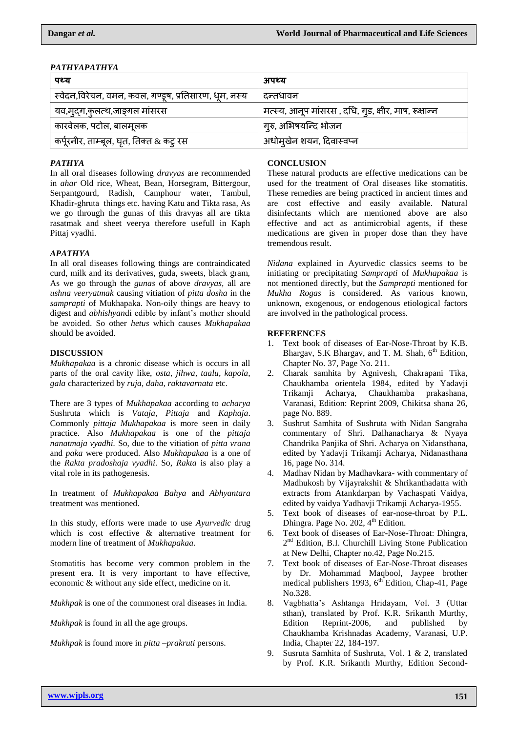### *PATHYAPATHYA*

| पथ्य | अपथ्य |
|---|---|
| स्वेदन,विरेचन, वमन, कवल, गण्डूष, प्रतिसारण, धूम, नस्य | दन्तधावन |
| यव,मुद्ग,कुलत्थ,जाङ्गल मांसरस | मत्स्य, आनूप मांसरस , दधि, गुड, क्षीर, माष, रूक्षान्न |
| कारवेलक, पटोल, बालमूलक | गुरु, अभिषयन्दि भोजन |
| कर्पूरनीर, ताम्बूल, घृत, तिक्त & कटु रस | अधोमुखेन शयन, दिवास्वप्न |

### *PATHYA*

In all oral diseases following *dravyas* are recommended in *ahar* Old rice, Wheat, Bean, Horsegram, Bittergour, Serpantgourd, Radish, Camphour water, Tambul, Khadir-ghruta things etc. having Katu and Tikta rasa, As we go through the gunas of this dravyas all are tikta rasatmak and sheet veerya therefore usefull in Kaph Pittaj vyadhi.

### *APATHYA*

In all oral diseases following things are contraindicated curd, milk and its derivatives, guda, sweets, black gram, As we go through the *gunas* of above *dravyas*, all are *ushna veeryatmak* causing vitiation of *pitta dosha* in the *samprapti* of Mukhapaka. Non-oily things are heavy to digest and *abhishyand*i edible by infant's mother should be avoided. So other *hetus* which causes *Mukhapakaa* should be avoided.

### DISCUSSION

*Mukhapakaa* is a chronic disease which is occurs in all parts of the oral cavity like, *osta, jihwa, taalu, kapola, gala* characterized by *ruja, daha, raktavarnata* etc.

There are 3 types of *Mukhapakaa* according to *acharya* Sushruta which is *Vataja, Pittaja* and *Kaphaja*. Commonly *pittaja Mukhapakaa* is more seen in daily practice. Also *Mukhapakaa* is one of the *pittaja nanatmaja vyadhi.* So, due to the vitiation of *pitta vrana* and *paka* were produced. Also *Mukhapakaa* is a one of the *Rakta pradoshaja vyadhi*. So, *Rakta* is also play a vital role in its pathogenesis.

In treatment of *Mukhapakaa Bahya* and *Abhyantara* treatment was mentioned.

In this study, efforts were made to use *Ayurvedic* drug which is cost effective & alternative treatment for modern line of treatment of *Mukhapakaa.*

Stomatitis has become very common problem in the present era. It is very important to have effective, economic & without any side effect, medicine on it.

*Mukhpak* is one of the commonest oral diseases in India.

*Mukhpak* is found in all the age groups.

*Mukhpak* is found more in *pitta –prakruti* persons.

### CONCLUSION

These natural products are effective medications can be used for the treatment of Oral diseases like stomatitis. These remedies are being practiced in ancient times and are cost effective and easily available. Natural disinfectants which are mentioned above are also effective and act as antimicrobial agents, if these medications are given in proper dose than they have tremendous result.

*Nidana* explained in Ayurvedic classics seems to be initiating or precipitating *Samprapti* of *Mukhapakaa* is not mentioned directly, but the *Samprapti* mentioned for *Mukha Rogas* is considered. As various known, unknown, exogenous, or endogenous etiological factors are involved in the pathological process.

### REFERENCES

1. Text book of diseases of Ear-Nose-Throat by K.B. Bhargav, S.K Bhargav, and T. M. Shah, 6th Edition, Chapter No. 37, Page No. 211.
2. Charak samhita by Agnivesh, Chakrapani Tika, Chaukhamba orientela 1984, edited by Yadavji Trikamji Acharya, Chaukhamba prakashana, Varanasi, Edition: Reprint 2009, Chikitsa shana 26, page No. 889.
3. Sushrut Samhita of Sushruta with Nidan Sangraha commentary of Shri. Dalhanacharya & Nyaya Chandrika Panjika of Shri. Acharya on Nidansthana, edited by Yadavji Trikamji Acharya, Nidanasthana 16, page No. 314.
4. Madhav Nidan by Madhavkara- with commentary of Madhukosh by Vijayrakshit & Shrikanthadatta with extracts from Atankdarpan by Vachaspati Vaidya, edited by vaidya Yadhavji Trikamji Acharya-1955.
5. Text book of diseases of ear-nose-throat by P.L. Dhingra. Page No. 202, 4th Edition.
6. Text book of diseases of Ear-Nose-Throat: Dhingra, 2nd Edition, B.I. Churchill Living Stone Publication at New Delhi, Chapter no.42, Page No.215.
7. Text book of diseases of Ear-Nose-Throat diseases by Dr. Mohammad Maqbool, Jaypee brother medical publishers 1993, 6th Edition, Chap-41, Page No.328.
8. Vagbhatta's Ashtanga Hridayam, Vol. 3 (Uttar sthan), translated by Prof. K.R. Srikanth Murthy, Edition Reprint-2006, and published by Chaukhamba Krishnadas Academy, Varanasi, U.P. India, Chapter 22, 184-197.
9. Susruta Samhita of Sushruta, Vol. 1 & 2, translated by Prof. K.R. Srikanth Murthy, Edition Second-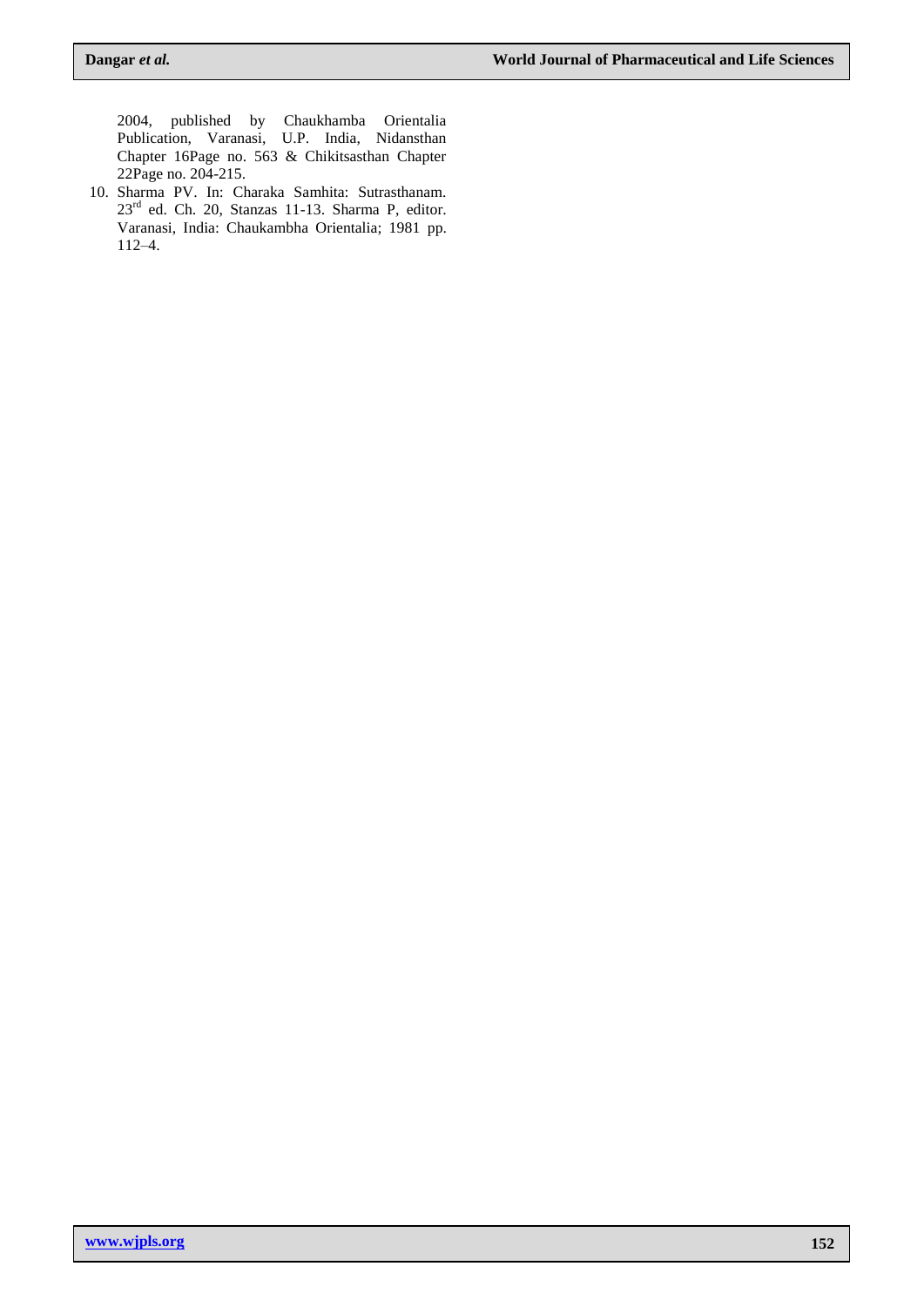2004, published by Chaukhamba Orientalia Publication, Varanasi, U.P. India, Nidansthan Chapter 16Page no. 563 & Chikitsasthan Chapter 22Page no. 204-215.

10. Sharma PV. In: Charaka Samhita: Sutrasthanam. 23rd ed. Ch. 20, Stanzas 11-13. Sharma P, editor. Varanasi, India: Chaukambha Orientalia; 1981 pp. 112–4.